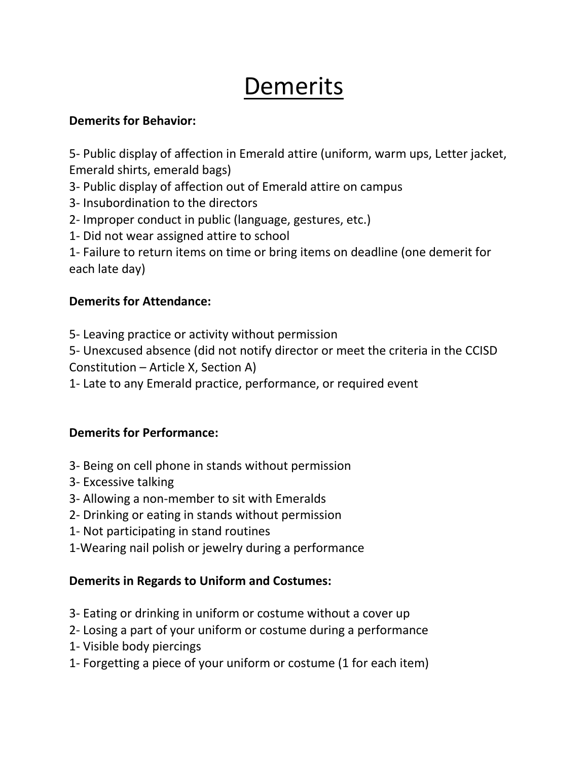# Demerits

**Demerits for Behavior:**

5- Public display of affection in Emerald attire (uniform, warm ups, Letter jacket, Emerald shirts, emerald bags)
3- Public display of affection out of Emerald attire on campus
3- Insubordination to the directors
2- Improper conduct in public (language, gestures, etc.)
1- Did not wear assigned attire to school
1- Failure to return items on time or bring items on deadline (one demerit for each late day)

**Demerits for Attendance:**

5- Leaving practice or activity without permission
5- Unexcused absence (did not notify director or meet the criteria in the CCISD Constitution – Article X, Section A)
1- Late to any Emerald practice, performance, or required event

**Demerits for Performance:**

3- Being on cell phone in stands without permission
3- Excessive talking
3- Allowing a non-member to sit with Emeralds
2- Drinking or eating in stands without permission
1- Not participating in stand routines
1-Wearing nail polish or jewelry during a performance

**Demerits in Regards to Uniform and Costumes:**

3- Eating or drinking in uniform or costume without a cover up
2- Losing a part of your uniform or costume during a performance
1- Visible body piercings
1- Forgetting a piece of your uniform or costume (1 for each item)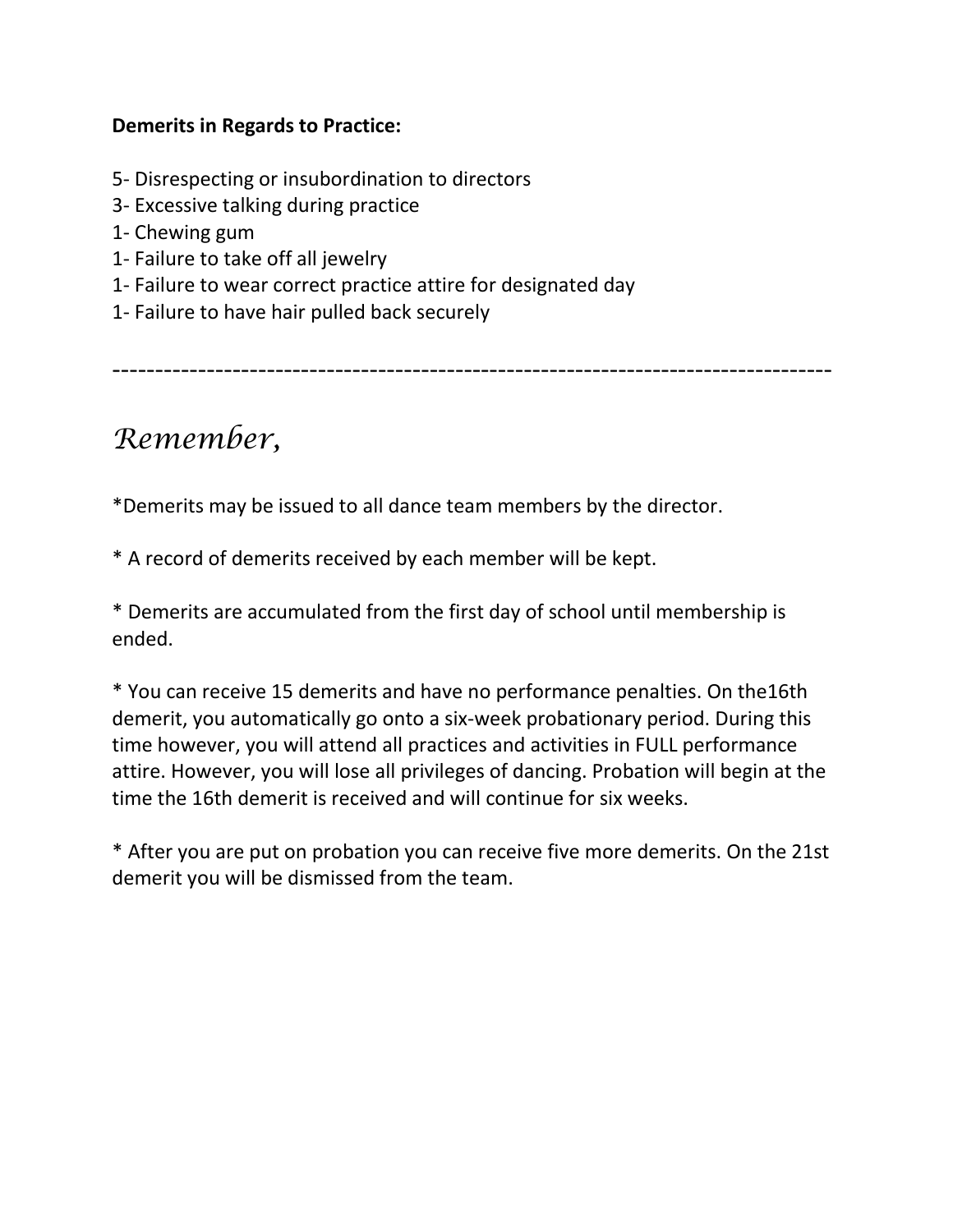**Demerits in Regards to Practice:**

5- Disrespecting or insubordination to directors
3- Excessive talking during practice
1- Chewing gum
1- Failure to take off all jewelry
1- Failure to wear correct practice attire for designated day
1- Failure to have hair pulled back securely

---

## *Remember,*

*Demerits may be issued to all dance team members by the director.

* A record of demerits received by each member will be kept.

* Demerits are accumulated from the first day of school until membership is ended.

* You can receive 15 demerits and have no performance penalties. On the16th demerit, you automatically go onto a six-week probationary period. During this time however, you will attend all practices and activities in FULL performance attire. However, you will lose all privileges of dancing. Probation will begin at the time the 16th demerit is received and will continue for six weeks.

* After you are put on probation you can receive five more demerits. On the 21st demerit you will be dismissed from the team.